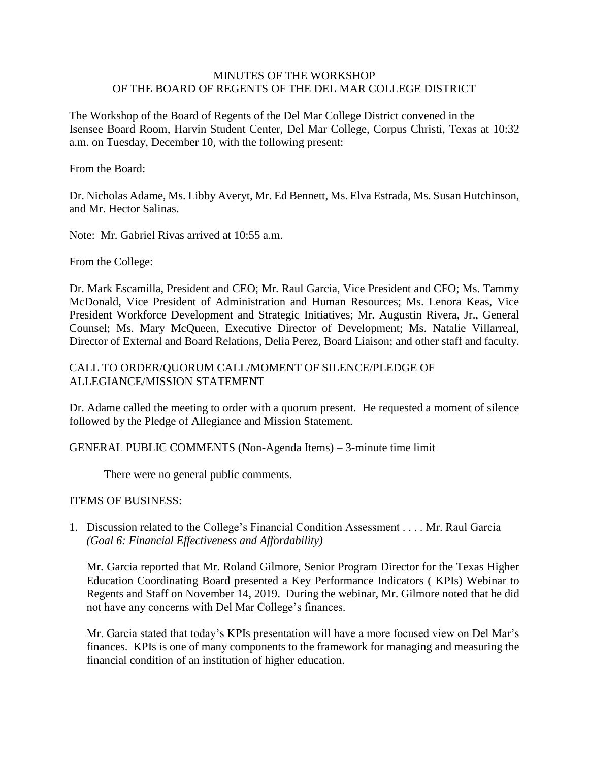# MINUTES OF THE WORKSHOP OF THE BOARD OF REGENTS OF THE DEL MAR COLLEGE DISTRICT

The Workshop of the Board of Regents of the Del Mar College District convened in the Isensee Board Room, Harvin Student Center, Del Mar College, Corpus Christi, Texas at 10:32 a.m. on Tuesday, December 10, with the following present:

From the Board:

Dr. Nicholas Adame, Ms. Libby Averyt, Mr. Ed Bennett, Ms. Elva Estrada, Ms. Susan Hutchinson, and Mr. Hector Salinas.

Note: Mr. Gabriel Rivas arrived at 10:55 a.m.

From the College:

Dr. Mark Escamilla, President and CEO; Mr. Raul Garcia, Vice President and CFO; Ms. Tammy McDonald, Vice President of Administration and Human Resources; Ms. Lenora Keas, Vice President Workforce Development and Strategic Initiatives; Mr. Augustin Rivera, Jr., General Counsel; Ms. Mary McQueen, Executive Director of Development; Ms. Natalie Villarreal, Director of External and Board Relations, Delia Perez, Board Liaison; and other staff and faculty.

## CALL TO ORDER/QUORUM CALL/MOMENT OF SILENCE/PLEDGE OF ALLEGIANCE/MISSION STATEMENT

Dr. Adame called the meeting to order with a quorum present. He requested a moment of silence followed by the Pledge of Allegiance and Mission Statement.

## GENERAL PUBLIC COMMENTS (Non-Agenda Items) – 3-minute time limit

There were no general public comments.

## ITEMS OF BUSINESS:

1. Discussion related to the College's Financial Condition Assessment . . . . Mr. Raul Garcia *(Goal 6: Financial Effectiveness and Affordability)*

   Mr. Garcia reported that Mr. Roland Gilmore, Senior Program Director for the Texas Higher Education Coordinating Board presented a Key Performance Indicators ( KPIs) Webinar to Regents and Staff on November 14, 2019. During the webinar, Mr. Gilmore noted that he did not have any concerns with Del Mar College's finances.

   Mr. Garcia stated that today's KPIs presentation will have a more focused view on Del Mar's finances. KPIs is one of many components to the framework for managing and measuring the financial condition of an institution of higher education.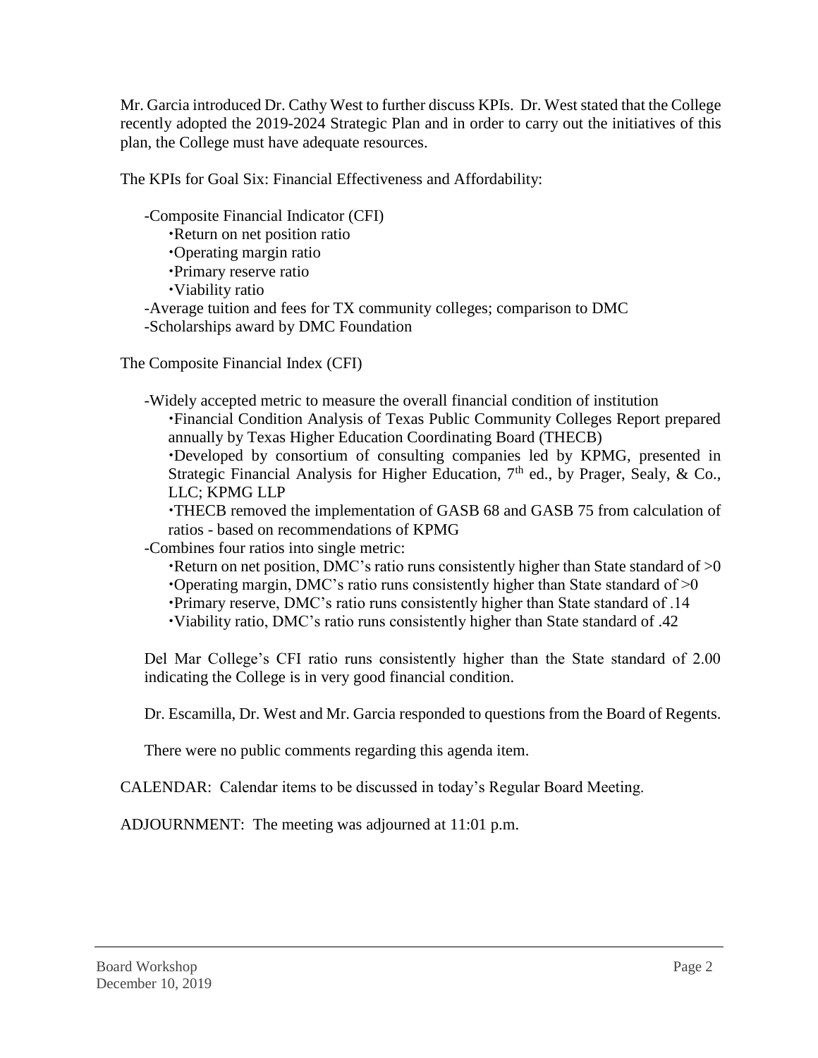Mr. Garcia introduced Dr. Cathy West to further discuss KPIs. Dr. West stated that the College recently adopted the 2019-2024 Strategic Plan and in order to carry out the initiatives of this plan, the College must have adequate resources.

The KPIs for Goal Six: Financial Effectiveness and Affordability:

- Composite Financial Indicator (CFI)
  - Return on net position ratio
  - Operating margin ratio
  - Primary reserve ratio
  - Viability ratio
- Average tuition and fees for TX community colleges; comparison to DMC
- Scholarships award by DMC Foundation

The Composite Financial Index (CFI)

- Widely accepted metric to measure the overall financial condition of institution
  - Financial Condition Analysis of Texas Public Community Colleges Report prepared annually by Texas Higher Education Coordinating Board (THECB)
  - Developed by consortium of consulting companies led by KPMG, presented in Strategic Financial Analysis for Higher Education, 7th ed., by Prager, Sealy, & Co., LLC; KPMG LLP
  - THECB removed the implementation of GASB 68 and GASB 75 from calculation of ratios - based on recommendations of KPMG
- Combines four ratios into single metric:
  - Return on net position, DMC's ratio runs consistently higher than State standard of >0
  - Operating margin, DMC's ratio runs consistently higher than State standard of >0
  - Primary reserve, DMC's ratio runs consistently higher than State standard of .14
  - Viability ratio, DMC's ratio runs consistently higher than State standard of .42

Del Mar College's CFI ratio runs consistently higher than the State standard of 2.00 indicating the College is in very good financial condition.

Dr. Escamilla, Dr. West and Mr. Garcia responded to questions from the Board of Regents.

There were no public comments regarding this agenda item.

CALENDAR: Calendar items to be discussed in today's Regular Board Meeting.

ADJOURNMENT: The meeting was adjourned at 11:01 p.m.

Board Workshop
December 10, 2019